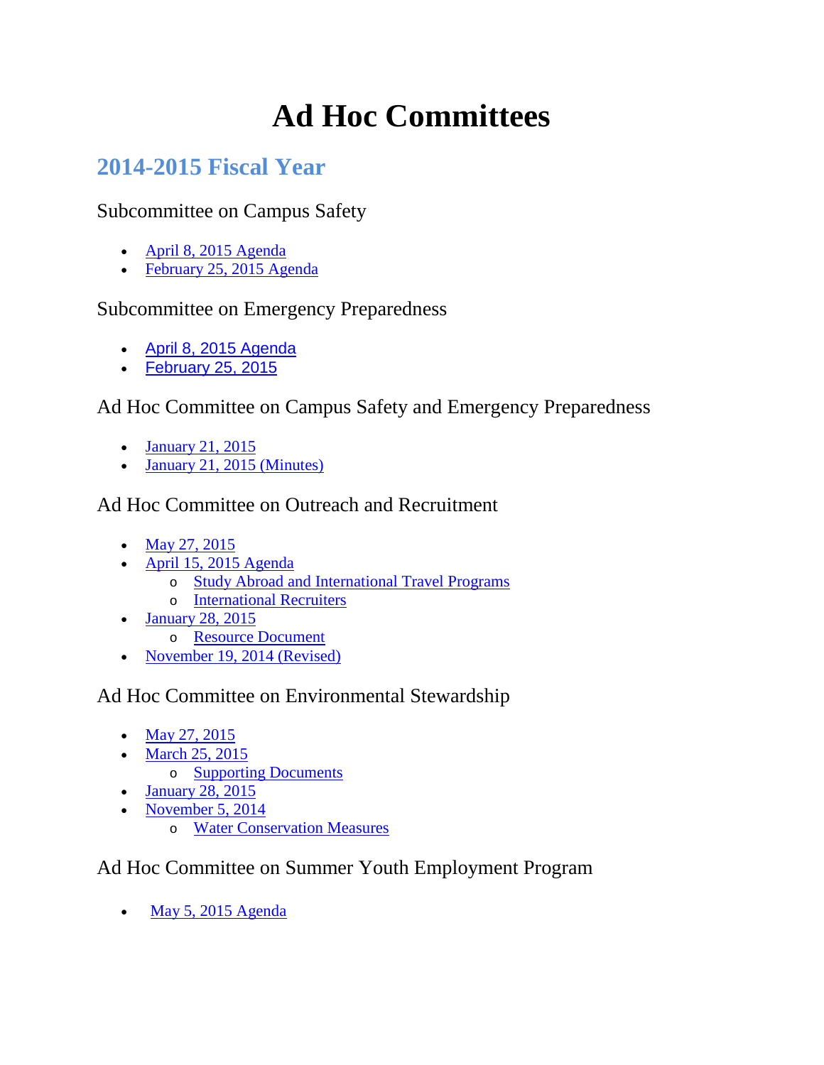# Ad Hoc Committees

## 2014-2015 Fiscal Year

### Subcommittee on Campus Safety

- April 8, 2015 Agenda
- February 25, 2015 Agenda

### Subcommittee on Emergency Preparedness

- April 8, 2015 Agenda
- February 25, 2015

### Ad Hoc Committee on Campus Safety and Emergency Preparedness

- January 21, 2015
- January 21, 2015 (Minutes)

### Ad Hoc Committee on Outreach and Recruitment

- May 27, 2015
- April 15, 2015 Agenda
  - Study Abroad and International Travel Programs
  - International Recruiters
- January 28, 2015
  - Resource Document
- November 19, 2014 (Revised)

### Ad Hoc Committee on Environmental Stewardship

- May 27, 2015
- March 25, 2015
  - Supporting Documents
- January 28, 2015
- November 5, 2014
  - Water Conservation Measures

### Ad Hoc Committee on Summer Youth Employment Program

- May 5, 2015 Agenda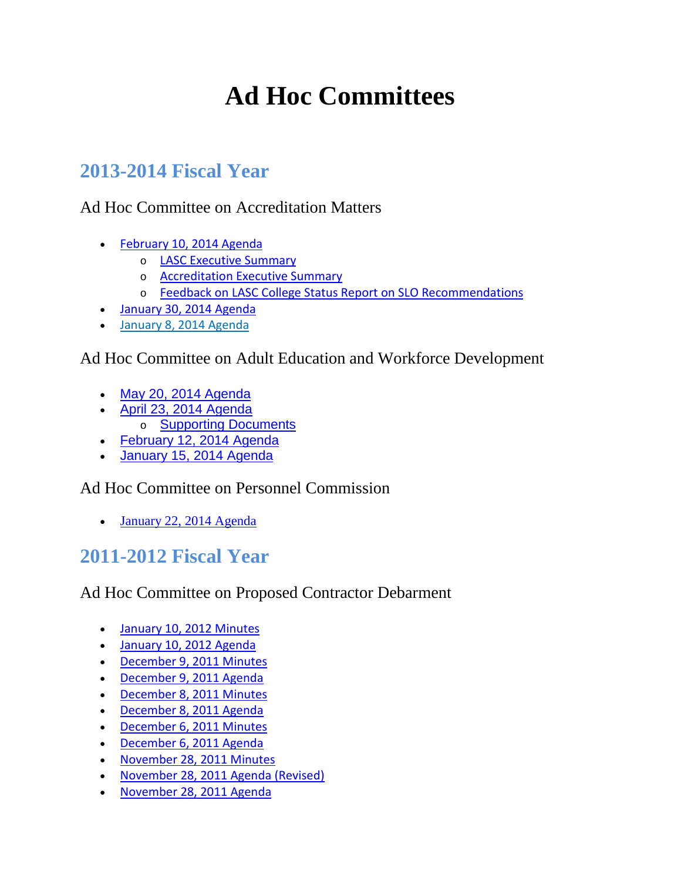# Ad Hoc Committees

## 2013-2014 Fiscal Year

### Ad Hoc Committee on Accreditation Matters

- February 10, 2014 Agenda
  - LASC Executive Summary
  - Accreditation Executive Summary
  - Feedback on LASC College Status Report on SLO Recommendations
- January 30, 2014 Agenda
- January 8, 2014 Agenda

### Ad Hoc Committee on Adult Education and Workforce Development

- May 20, 2014 Agenda
- April 23, 2014 Agenda
  - Supporting Documents
- February 12, 2014 Agenda
- January 15, 2014 Agenda

### Ad Hoc Committee on Personnel Commission

- January 22, 2014 Agenda

## 2011-2012 Fiscal Year

### Ad Hoc Committee on Proposed Contractor Debarment

- January 10, 2012 Minutes
- January 10, 2012 Agenda
- December 9, 2011 Minutes
- December 9, 2011 Agenda
- December 8, 2011 Minutes
- December 8, 2011 Agenda
- December 6, 2011 Minutes
- December 6, 2011 Agenda
- November 28, 2011 Minutes
- November 28, 2011 Agenda (Revised)
- November 28, 2011 Agenda